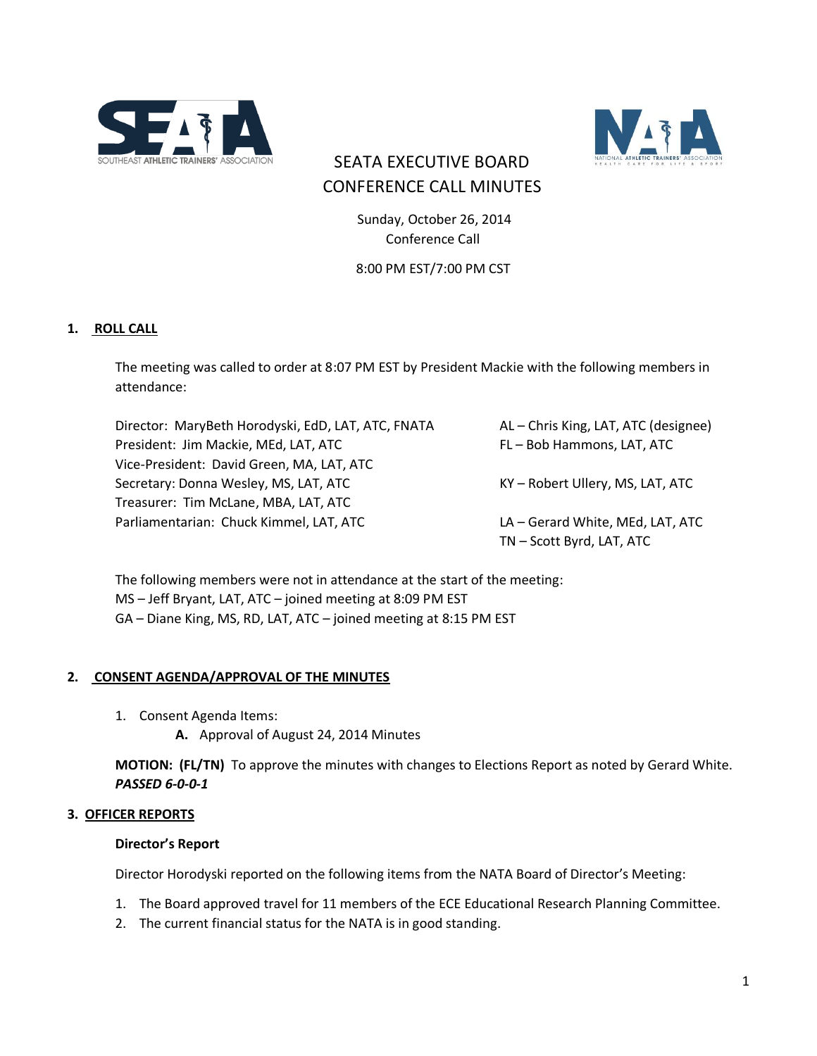# SEATA EXECUTIVE BOARD CONFERENCE CALL MINUTES

Sunday, October 26, 2014
Conference Call

8:00 PM EST/7:00 PM CST

## 1. ROLL CALL

The meeting was called to order at 8:07 PM EST by President Mackie with the following members in attendance:

Director: MaryBeth Horodyski, EdD, LAT, ATC, FNATA
President: Jim Mackie, MEd, LAT, ATC
Vice-President: David Green, MA, LAT, ATC
Secretary: Donna Wesley, MS, LAT, ATC
Treasurer: Tim McLane, MBA, LAT, ATC
Parliamentarian: Chuck Kimmel, LAT, ATC

AL – Chris King, LAT, ATC (designee)
FL – Bob Hammons, LAT, ATC
KY – Robert Ullery, MS, LAT, ATC
LA – Gerard White, MEd, LAT, ATC
TN – Scott Byrd, LAT, ATC

The following members were not in attendance at the start of the meeting:
MS – Jeff Bryant, LAT, ATC – joined meeting at 8:09 PM EST
GA – Diane King, MS, RD, LAT, ATC – joined meeting at 8:15 PM EST

## 2. CONSENT AGENDA/APPROVAL OF THE MINUTES

1. Consent Agenda Items:
   - **A.** Approval of August 24, 2014 Minutes

**MOTION: (FL/TN)** To approve the minutes with changes to Elections Report as noted by Gerard White. ***PASSED 6-0-0-1***

## 3. OFFICER REPORTS

### Director's Report

Director Horodyski reported on the following items from the NATA Board of Director's Meeting:

1. The Board approved travel for 11 members of the ECE Educational Research Planning Committee.
2. The current financial status for the NATA is in good standing.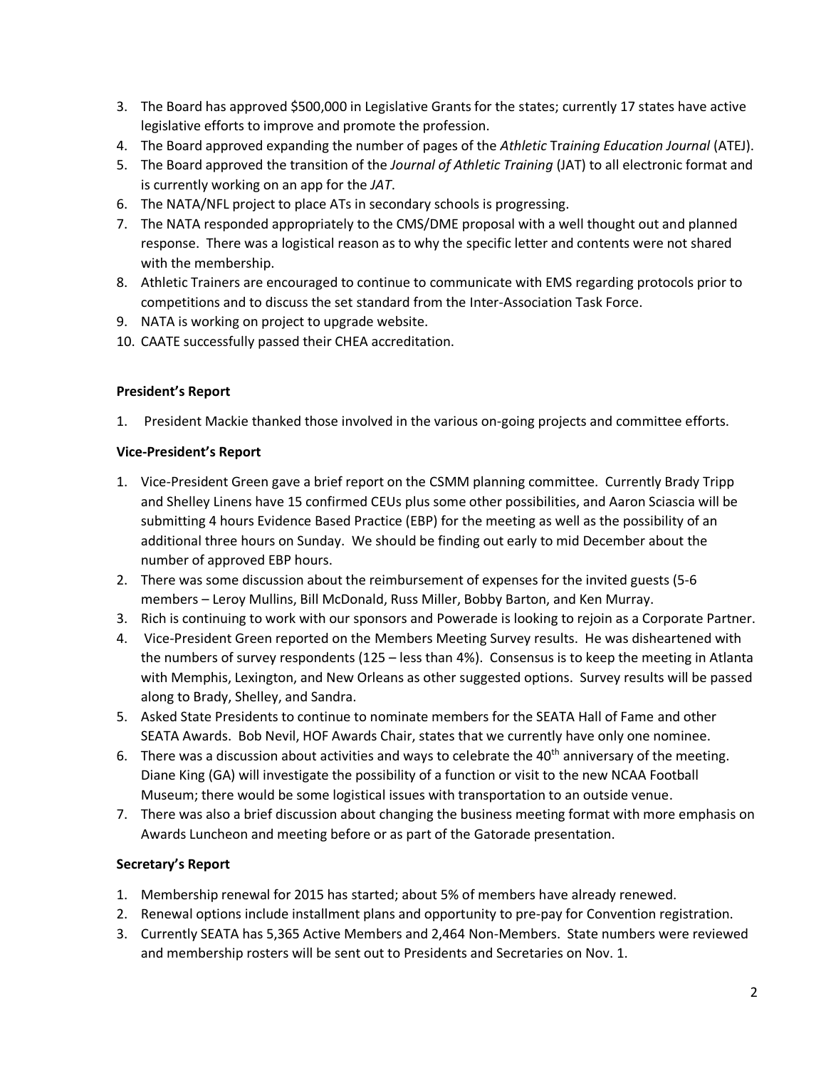3. The Board has approved $500,000 in Legislative Grants for the states; currently 17 states have active legislative efforts to improve and promote the profession.
4. The Board approved expanding the number of pages of the *Athletic* T*raining Education Journal* (ATEJ).
5. The Board approved the transition of the *Journal of Athletic Training* (JAT) to all electronic format and is currently working on an app for the *JAT*.
6. The NATA/NFL project to place ATs in secondary schools is progressing.
7. The NATA responded appropriately to the CMS/DME proposal with a well thought out and planned response. There was a logistical reason as to why the specific letter and contents were not shared with the membership.
8. Athletic Trainers are encouraged to continue to communicate with EMS regarding protocols prior to competitions and to discuss the set standard from the Inter-Association Task Force.
9. NATA is working on project to upgrade website.
10. CAATE successfully passed their CHEA accreditation.

**President's Report**

1. President Mackie thanked those involved in the various on-going projects and committee efforts.

**Vice-President's Report**

1. Vice-President Green gave a brief report on the CSMM planning committee. Currently Brady Tripp and Shelley Linens have 15 confirmed CEUs plus some other possibilities, and Aaron Sciascia will be submitting 4 hours Evidence Based Practice (EBP) for the meeting as well as the possibility of an additional three hours on Sunday. We should be finding out early to mid December about the number of approved EBP hours.
2. There was some discussion about the reimbursement of expenses for the invited guests (5-6 members – Leroy Mullins, Bill McDonald, Russ Miller, Bobby Barton, and Ken Murray.
3. Rich is continuing to work with our sponsors and Powerade is looking to rejoin as a Corporate Partner.
4. Vice-President Green reported on the Members Meeting Survey results. He was disheartened with the numbers of survey respondents (125 – less than 4%). Consensus is to keep the meeting in Atlanta with Memphis, Lexington, and New Orleans as other suggested options. Survey results will be passed along to Brady, Shelley, and Sandra.
5. Asked State Presidents to continue to nominate members for the SEATA Hall of Fame and other SEATA Awards. Bob Nevil, HOF Awards Chair, states that we currently have only one nominee.
6. There was a discussion about activities and ways to celebrate the 40th anniversary of the meeting. Diane King (GA) will investigate the possibility of a function or visit to the new NCAA Football Museum; there would be some logistical issues with transportation to an outside venue.
7. There was also a brief discussion about changing the business meeting format with more emphasis on Awards Luncheon and meeting before or as part of the Gatorade presentation.

**Secretary's Report**

1. Membership renewal for 2015 has started; about 5% of members have already renewed.
2. Renewal options include installment plans and opportunity to pre-pay for Convention registration.
3. Currently SEATA has 5,365 Active Members and 2,464 Non-Members. State numbers were reviewed and membership rosters will be sent out to Presidents and Secretaries on Nov. 1.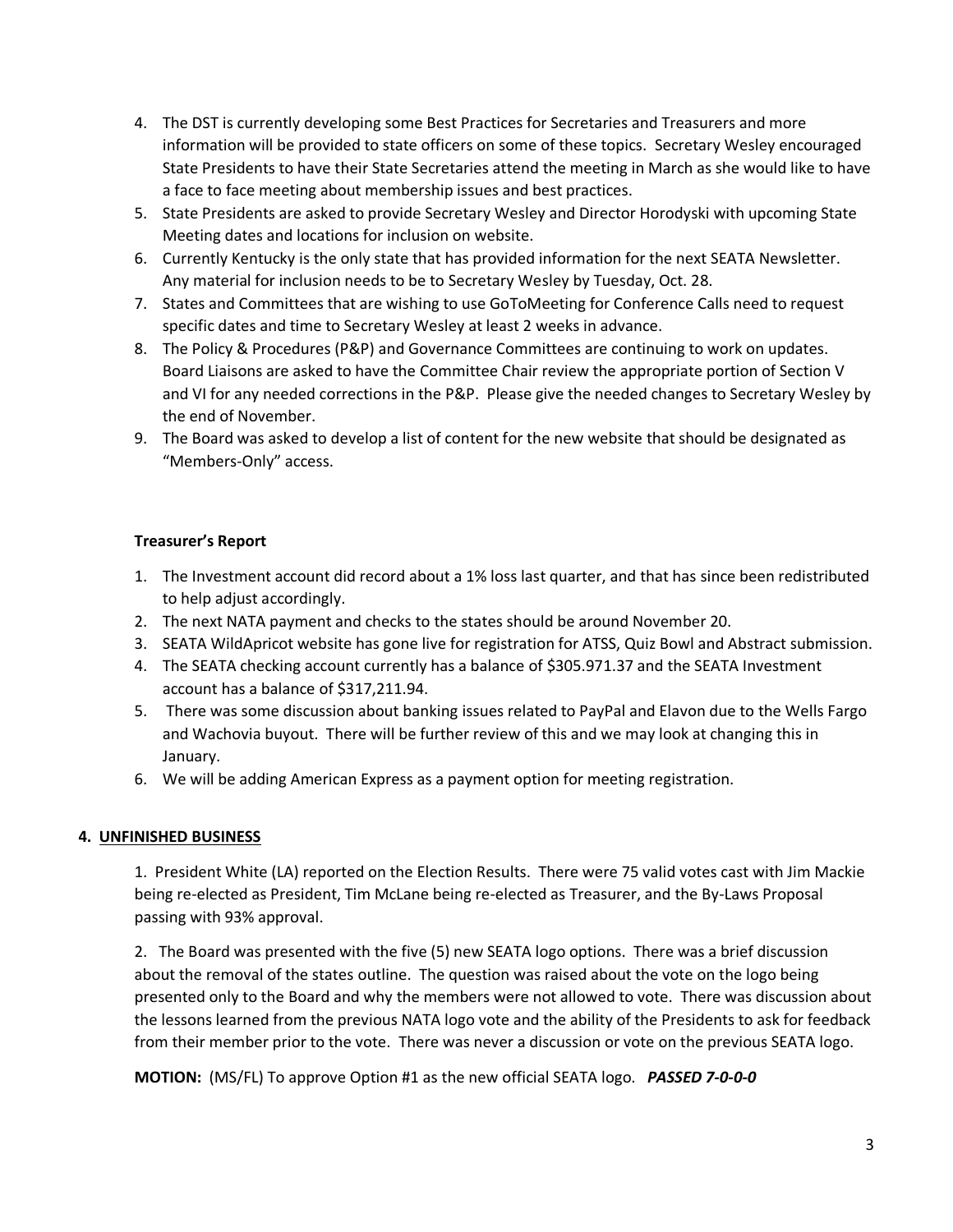4. The DST is currently developing some Best Practices for Secretaries and Treasurers and more information will be provided to state officers on some of these topics. Secretary Wesley encouraged State Presidents to have their State Secretaries attend the meeting in March as she would like to have a face to face meeting about membership issues and best practices.
5. State Presidents are asked to provide Secretary Wesley and Director Horodyski with upcoming State Meeting dates and locations for inclusion on website.
6. Currently Kentucky is the only state that has provided information for the next SEATA Newsletter. Any material for inclusion needs to be to Secretary Wesley by Tuesday, Oct. 28.
7. States and Committees that are wishing to use GoToMeeting for Conference Calls need to request specific dates and time to Secretary Wesley at least 2 weeks in advance.
8. The Policy & Procedures (P&P) and Governance Committees are continuing to work on updates. Board Liaisons are asked to have the Committee Chair review the appropriate portion of Section V and VI for any needed corrections in the P&P. Please give the needed changes to Secretary Wesley by the end of November.
9. The Board was asked to develop a list of content for the new website that should be designated as "Members-Only" access.

**Treasurer's Report**

1. The Investment account did record about a 1% loss last quarter, and that has since been redistributed to help adjust accordingly.
2. The next NATA payment and checks to the states should be around November 20.
3. SEATA WildApricot website has gone live for registration for ATSS, Quiz Bowl and Abstract submission.
4. The SEATA checking account currently has a balance of $305.971.37 and the SEATA Investment account has a balance of $317,211.94.
5. There was some discussion about banking issues related to PayPal and Elavon due to the Wells Fargo and Wachovia buyout. There will be further review of this and we may look at changing this in January.
6. We will be adding American Express as a payment option for meeting registration.

**4. UNFINISHED BUSINESS**

1. President White (LA) reported on the Election Results. There were 75 valid votes cast with Jim Mackie being re-elected as President, Tim McLane being re-elected as Treasurer, and the By-Laws Proposal passing with 93% approval.

2. The Board was presented with the five (5) new SEATA logo options. There was a brief discussion about the removal of the states outline. The question was raised about the vote on the logo being presented only to the Board and why the members were not allowed to vote. There was discussion about the lessons learned from the previous NATA logo vote and the ability of the Presidents to ask for feedback from their member prior to the vote. There was never a discussion or vote on the previous SEATA logo.

**MOTION:** (MS/FL) To approve Option #1 as the new official SEATA logo. ***PASSED 7-0-0-0***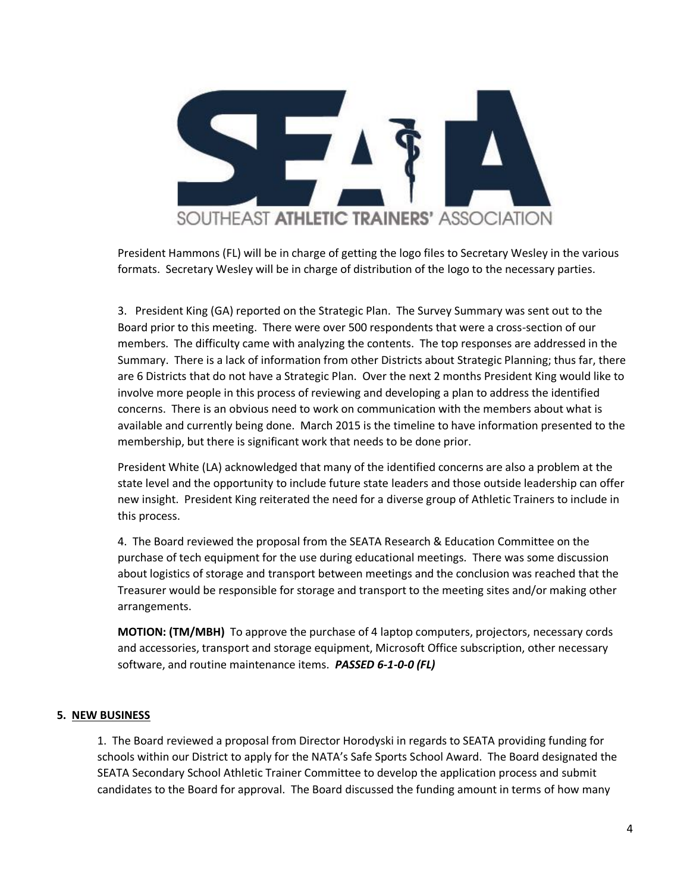President Hammons (FL) will be in charge of getting the logo files to Secretary Wesley in the various formats. Secretary Wesley will be in charge of distribution of the logo to the necessary parties.

3. President King (GA) reported on the Strategic Plan. The Survey Summary was sent out to the Board prior to this meeting. There were over 500 respondents that were a cross-section of our members. The difficulty came with analyzing the contents. The top responses are addressed in the Summary. There is a lack of information from other Districts about Strategic Planning; thus far, there are 6 Districts that do not have a Strategic Plan. Over the next 2 months President King would like to involve more people in this process of reviewing and developing a plan to address the identified concerns. There is an obvious need to work on communication with the members about what is available and currently being done. March 2015 is the timeline to have information presented to the membership, but there is significant work that needs to be done prior.

President White (LA) acknowledged that many of the identified concerns are also a problem at the state level and the opportunity to include future state leaders and those outside leadership can offer new insight. President King reiterated the need for a diverse group of Athletic Trainers to include in this process.

4. The Board reviewed the proposal from the SEATA Research & Education Committee on the purchase of tech equipment for the use during educational meetings. There was some discussion about logistics of storage and transport between meetings and the conclusion was reached that the Treasurer would be responsible for storage and transport to the meeting sites and/or making other arrangements.

**MOTION: (TM/MBH)** To approve the purchase of 4 laptop computers, projectors, necessary cords and accessories, transport and storage equipment, Microsoft Office subscription, other necessary software, and routine maintenance items. ***PASSED 6-1-0-0 (FL)***

**5. NEW BUSINESS**

1. The Board reviewed a proposal from Director Horodyski in regards to SEATA providing funding for schools within our District to apply for the NATA's Safe Sports School Award. The Board designated the SEATA Secondary School Athletic Trainer Committee to develop the application process and submit candidates to the Board for approval. The Board discussed the funding amount in terms of how many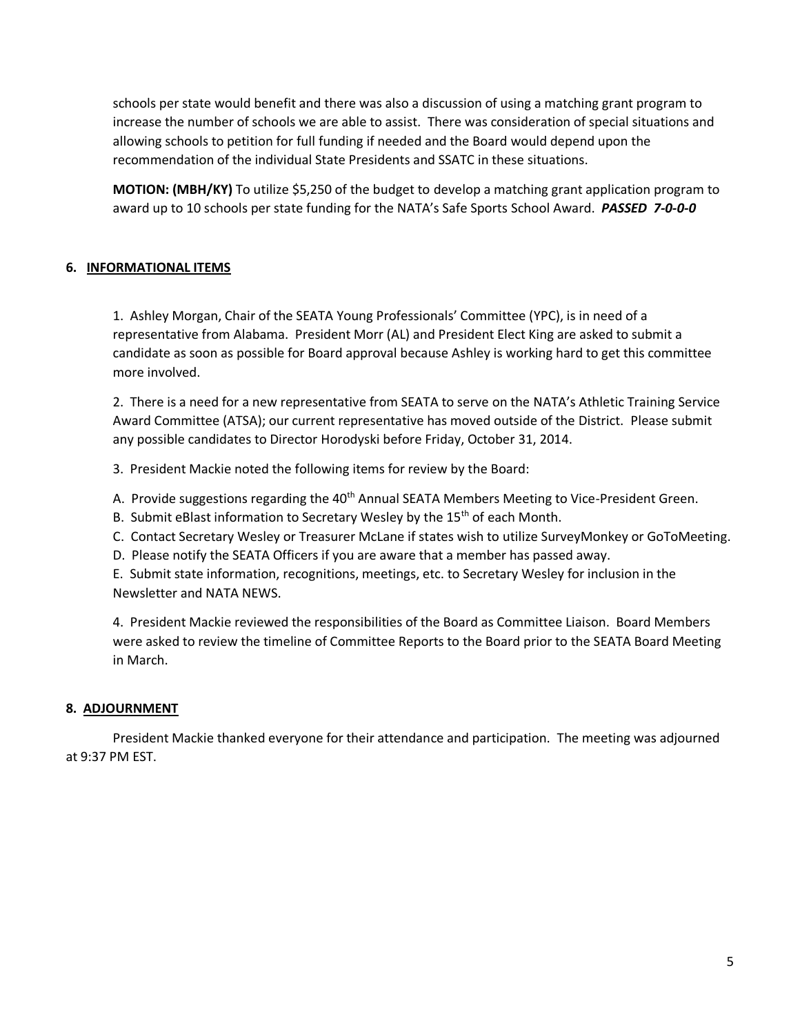schools per state would benefit and there was also a discussion of using a matching grant program to increase the number of schools we are able to assist. There was consideration of special situations and allowing schools to petition for full funding if needed and the Board would depend upon the recommendation of the individual State Presidents and SSATC in these situations.

**MOTION: (MBH/KY)** To utilize $5,250 of the budget to develop a matching grant application program to award up to 10 schools per state funding for the NATA's Safe Sports School Award. ***PASSED 7-0-0-0***

### 6. INFORMATIONAL ITEMS

1. Ashley Morgan, Chair of the SEATA Young Professionals' Committee (YPC), is in need of a representative from Alabama. President Morr (AL) and President Elect King are asked to submit a candidate as soon as possible for Board approval because Ashley is working hard to get this committee more involved.

2. There is a need for a new representative from SEATA to serve on the NATA's Athletic Training Service Award Committee (ATSA); our current representative has moved outside of the District. Please submit any possible candidates to Director Horodyski before Friday, October 31, 2014.

3. President Mackie noted the following items for review by the Board:

A. Provide suggestions regarding the 40th Annual SEATA Members Meeting to Vice-President Green.
B. Submit eBlast information to Secretary Wesley by the 15th of each Month.
C. Contact Secretary Wesley or Treasurer McLane if states wish to utilize SurveyMonkey or GoToMeeting.
D. Please notify the SEATA Officers if you are aware that a member has passed away.
E. Submit state information, recognitions, meetings, etc. to Secretary Wesley for inclusion in the Newsletter and NATA NEWS.

4. President Mackie reviewed the responsibilities of the Board as Committee Liaison. Board Members were asked to review the timeline of Committee Reports to the Board prior to the SEATA Board Meeting in March.

### 8. ADJOURNMENT

President Mackie thanked everyone for their attendance and participation. The meeting was adjourned at 9:37 PM EST.